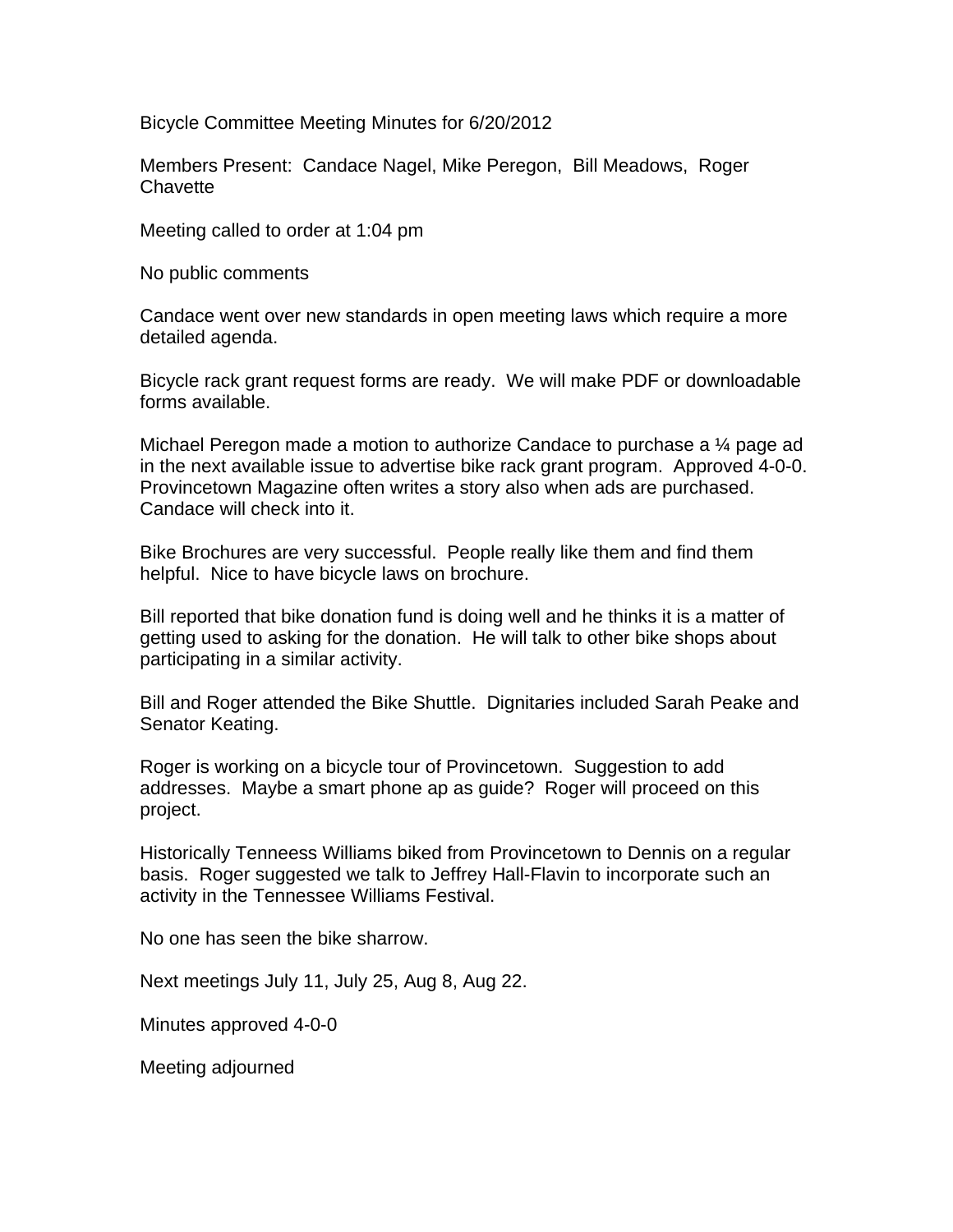Bicycle Committee Meeting Minutes for 6/20/2012

Members Present: Candace Nagel, Mike Peregon, Bill Meadows, Roger Chavette

Meeting called to order at 1:04 pm

No public comments

Candace went over new standards in open meeting laws which require a more detailed agenda.

Bicycle rack grant request forms are ready. We will make PDF or downloadable forms available.

Michael Peregon made a motion to authorize Candace to purchase a ¼ page ad in the next available issue to advertise bike rack grant program. Approved 4-0-0. Provincetown Magazine often writes a story also when ads are purchased. Candace will check into it.

Bike Brochures are very successful. People really like them and find them helpful. Nice to have bicycle laws on brochure.

Bill reported that bike donation fund is doing well and he thinks it is a matter of getting used to asking for the donation. He will talk to other bike shops about participating in a similar activity.

Bill and Roger attended the Bike Shuttle. Dignitaries included Sarah Peake and Senator Keating.

Roger is working on a bicycle tour of Provincetown. Suggestion to add addresses. Maybe a smart phone ap as guide? Roger will proceed on this project.

Historically Tenneess Williams biked from Provincetown to Dennis on a regular basis. Roger suggested we talk to Jeffrey Hall-Flavin to incorporate such an activity in the Tennessee Williams Festival.

No one has seen the bike sharrow.

Next meetings July 11, July 25, Aug 8, Aug 22.

Minutes approved 4-0-0

Meeting adjourned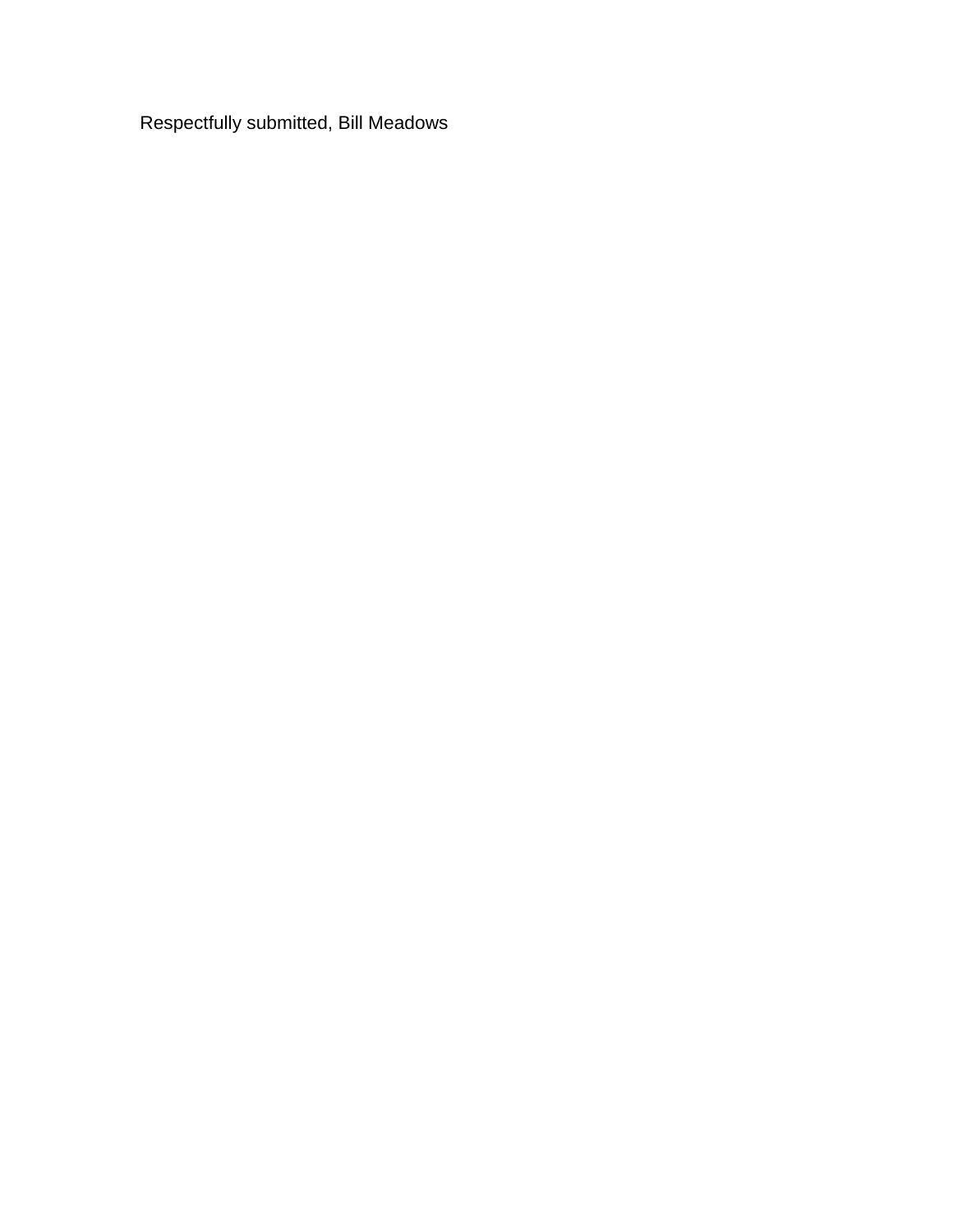Respectfully submitted, Bill Meadows